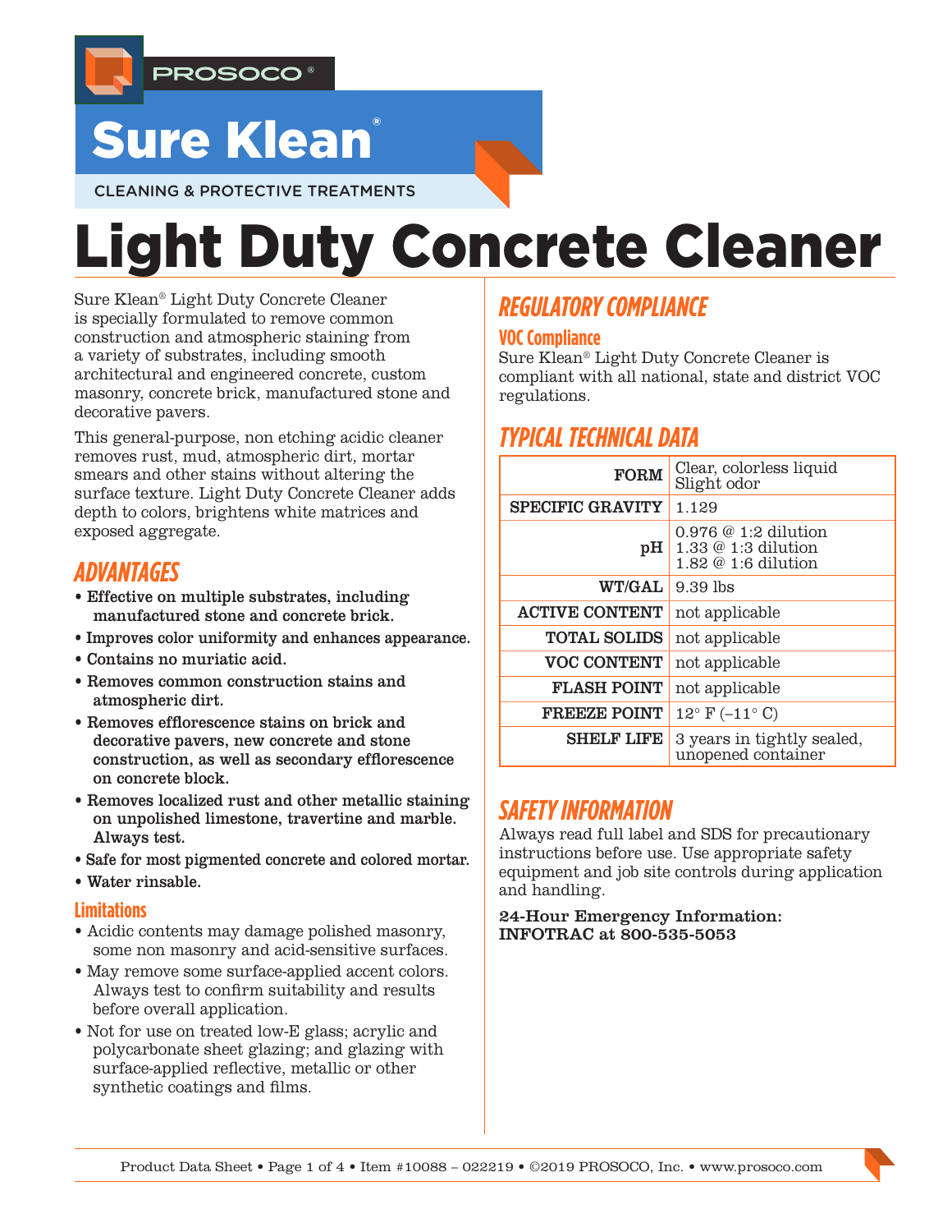PROSOCO®

# Sure Klean®

CLEANING & PROTECTIVE TREATMENTS

# Light Duty Concrete Cleaner

Sure Klean® Light Duty Concrete Cleaner is specially formulated to remove common construction and atmospheric staining from a variety of substrates, including smooth architectural and engineered concrete, custom masonry, concrete brick, manufactured stone and decorative pavers.

This general-purpose, non etching acidic cleaner removes rust, mud, atmospheric dirt, mortar smears and other stains without altering the surface texture. Light Duty Concrete Cleaner adds depth to colors, brightens white matrices and exposed aggregate.

## ADVANTAGES

- **Effective on multiple substrates, including manufactured stone and concrete brick.**
- **Improves color uniformity and enhances appearance.**
- **Contains no muriatic acid.**
- **Removes common construction stains and atmospheric dirt.**
- **Removes efflorescence stains on brick and decorative pavers, new concrete and stone construction, as well as secondary efflorescence on concrete block.**
- **Removes localized rust and other metallic staining on unpolished limestone, travertine and marble. Always test.**
- **Safe for most pigmented concrete and colored mortar.**
- **Water rinsable.**

### Limitations

- Acidic contents may damage polished masonry, some non masonry and acid-sensitive surfaces.
- May remove some surface-applied accent colors. Always test to confirm suitability and results before overall application.
- Not for use on treated low-E glass; acrylic and polycarbonate sheet glazing; and glazing with surface-applied reflective, metallic or other synthetic coatings and films.

## REGULATORY COMPLIANCE

### VOC Compliance

Sure Klean® Light Duty Concrete Cleaner is compliant with all national, state and district VOC regulations.

## TYPICAL TECHNICAL DATA

| | |
|---|---|
| **FORM** | Clear, colorless liquid<br>Slight odor |
| **SPECIFIC GRAVITY** | 1.129 |
| **pH** | 0.976 @ 1:2 dilution<br>1.33 @ 1:3 dilution<br>1.82 @ 1:6 dilution |
| **WT/GAL** | 9.39 lbs |
| **ACTIVE CONTENT** | not applicable |
| **TOTAL SOLIDS** | not applicable |
| **VOC CONTENT** | not applicable |
| **FLASH POINT** | not applicable |
| **FREEZE POINT** | 12° F (–11° C) |
| **SHELF LIFE** | 3 years in tightly sealed, unopened container |

## SAFETY INFORMATION

Always read full label and SDS for precautionary instructions before use. Use appropriate safety equipment and job site controls during application and handling.

**24-Hour Emergency Information:
INFOTRAC at 800-535-5053**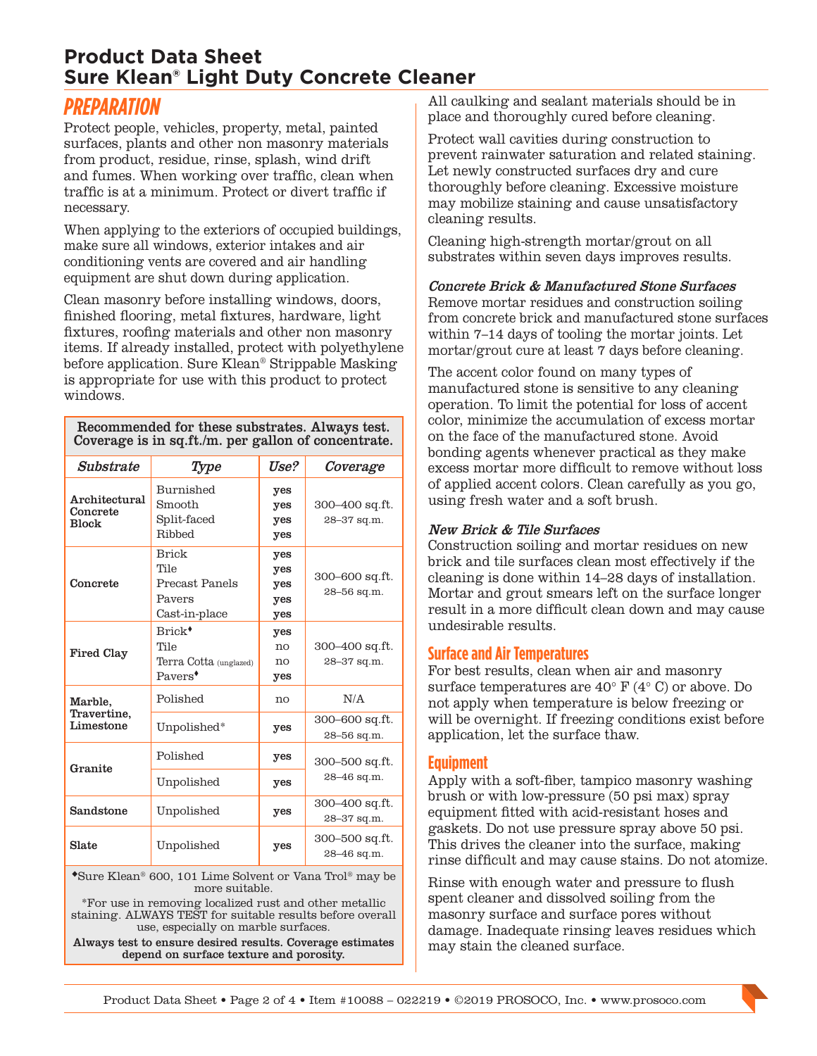# Product Data Sheet
# Sure Klean® Light Duty Concrete Cleaner

## PREPARATION

Protect people, vehicles, property, metal, painted surfaces, plants and other non masonry materials from product, residue, rinse, splash, wind drift and fumes. When working over traffic, clean when traffic is at a minimum. Protect or divert traffic if necessary.

When applying to the exteriors of occupied buildings, make sure all windows, exterior intakes and air conditioning vents are covered and air handling equipment are shut down during application.

Clean masonry before installing windows, doors, finished flooring, metal fixtures, hardware, light fixtures, roofing materials and other non masonry items. If already installed, protect with polyethylene before application. Sure Klean® Strippable Masking is appropriate for use with this product to protect windows.

**Recommended for these substrates. Always test. Coverage is in sq.ft./m. per gallon of concentrate.**

| *Substrate* | *Type* | *Use?* | *Coverage* |
|---|---|---|---|
| **Architectural Concrete Block** | Burnished<br>Smooth<br>Split-faced<br>Ribbed | **yes**<br>**yes**<br>**yes**<br>**yes** | 300–400 sq.ft.<br>28–37 sq.m. |
| **Concrete** | Brick<br>Tile<br>Precast Panels<br>Pavers<br>Cast-in-place | **yes**<br>**yes**<br>**yes**<br>**yes**<br>**yes** | 300–600 sq.ft.<br>28–56 sq.m. |
| **Fired Clay** | Brick♦<br>Tile<br>Terra Cotta (unglazed)<br>Pavers♦ | **yes**<br>no<br>no<br>**yes** | 300–400 sq.ft.<br>28–37 sq.m. |
| **Marble, Travertine, Limestone** | Polished | no | N/A |
| | Unpolished* | **yes** | 300–600 sq.ft.<br>28–56 sq.m. |
| **Granite** | Polished | **yes** | 300–500 sq.ft.<br>28–46 sq.m. |
| | Unpolished | **yes** | |
| **Sandstone** | Unpolished | **yes** | 300–400 sq.ft.<br>28–37 sq.m. |
| **Slate** | Unpolished | **yes** | 300–500 sq.ft.<br>28–46 sq.m. |

♦Sure Klean® 600, 101 Lime Solvent or Vana Trol® may be more suitable.

*For use in removing localized rust and other metallic staining. ALWAYS TEST for suitable results before overall use, especially on marble surfaces.

**Always test to ensure desired results. Coverage estimates depend on surface texture and porosity.**

All caulking and sealant materials should be in place and thoroughly cured before cleaning.

Protect wall cavities during construction to prevent rainwater saturation and related staining. Let newly constructed surfaces dry and cure thoroughly before cleaning. Excessive moisture may mobilize staining and cause unsatisfactory cleaning results.

Cleaning high-strength mortar/grout on all substrates within seven days improves results.

***Concrete Brick & Manufactured Stone Surfaces***

Remove mortar residues and construction soiling from concrete brick and manufactured stone surfaces within 7–14 days of tooling the mortar joints. Let mortar/grout cure at least 7 days before cleaning.

The accent color found on many types of manufactured stone is sensitive to any cleaning operation. To limit the potential for loss of accent color, minimize the accumulation of excess mortar on the face of the manufactured stone. Avoid bonding agents whenever practical as they make excess mortar more difficult to remove without loss of applied accent colors. Clean carefully as you go, using fresh water and a soft brush.

***New Brick & Tile Surfaces***

Construction soiling and mortar residues on new brick and tile surfaces clean most effectively if the cleaning is done within 14–28 days of installation. Mortar and grout smears left on the surface longer result in a more difficult clean down and may cause undesirable results.

### Surface and Air Temperatures

For best results, clean when air and masonry surface temperatures are 40° F (4° C) or above. Do not apply when temperature is below freezing or will be overnight. If freezing conditions exist before application, let the surface thaw.

### Equipment

Apply with a soft-fiber, tampico masonry washing brush or with low-pressure (50 psi max) spray equipment fitted with acid-resistant hoses and gaskets. Do not use pressure spray above 50 psi. This drives the cleaner into the surface, making rinse difficult and may cause stains. Do not atomize.

Rinse with enough water and pressure to flush spent cleaner and dissolved soiling from the masonry surface and surface pores without damage. Inadequate rinsing leaves residues which may stain the cleaned surface.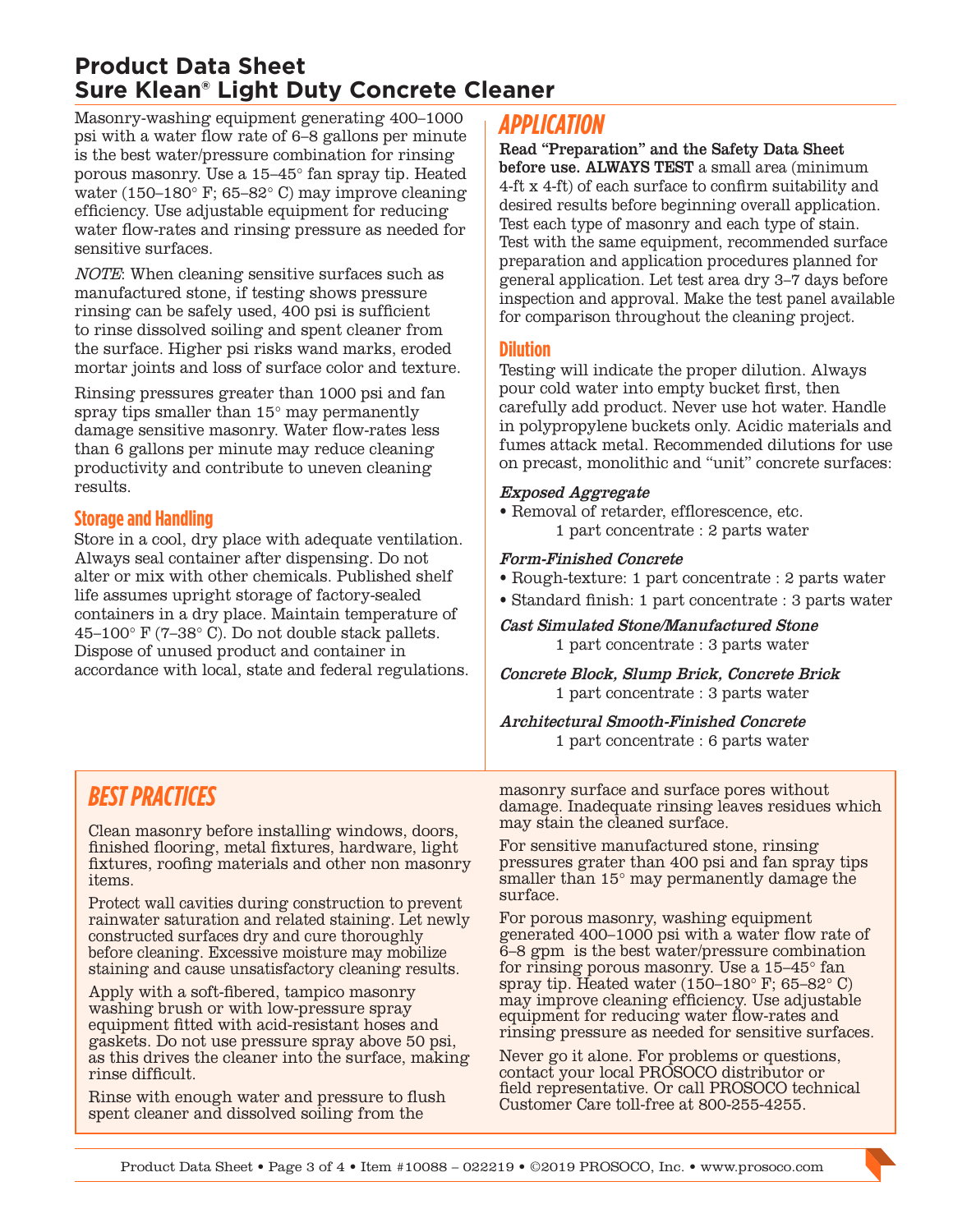# Product Data Sheet
# Sure Klean® Light Duty Concrete Cleaner

Masonry-washing equipment generating 400–1000 psi with a water flow rate of 6–8 gallons per minute is the best water/pressure combination for rinsing porous masonry. Use a 15–45° fan spray tip. Heated water (150–180° F; 65–82° C) may improve cleaning efficiency. Use adjustable equipment for reducing water flow-rates and rinsing pressure as needed for sensitive surfaces.

*NOTE*: When cleaning sensitive surfaces such as manufactured stone, if testing shows pressure rinsing can be safely used, 400 psi is sufficient to rinse dissolved soiling and spent cleaner from the surface. Higher psi risks wand marks, eroded mortar joints and loss of surface color and texture.

Rinsing pressures greater than 1000 psi and fan spray tips smaller than 15° may permanently damage sensitive masonry. Water flow-rates less than 6 gallons per minute may reduce cleaning productivity and contribute to uneven cleaning results.

### Storage and Handling

Store in a cool, dry place with adequate ventilation. Always seal container after dispensing. Do not alter or mix with other chemicals. Published shelf life assumes upright storage of factory-sealed containers in a dry place. Maintain temperature of 45–100° F (7–38° C). Do not double stack pallets. Dispose of unused product and container in accordance with local, state and federal regulations.

## APPLICATION

**Read "Preparation" and the Safety Data Sheet before use. ALWAYS TEST** a small area (minimum 4-ft x 4-ft) of each surface to confirm suitability and desired results before beginning overall application. Test each type of masonry and each type of stain. Test with the same equipment, recommended surface preparation and application procedures planned for general application. Let test area dry 3–7 days before inspection and approval. Make the test panel available for comparison throughout the cleaning project.

### Dilution

Testing will indicate the proper dilution. Always pour cold water into empty bucket first, then carefully add product. Never use hot water. Handle in polypropylene buckets only. Acidic materials and fumes attack metal. Recommended dilutions for use on precast, monolithic and "unit" concrete surfaces:

***Exposed Aggregate***

- Removal of retarder, efflorescence, etc.
  1 part concentrate : 2 parts water

***Form-Finished Concrete***

- Rough-texture: 1 part concentrate : 2 parts water
- Standard finish: 1 part concentrate : 3 parts water

***Cast Simulated Stone/Manufactured Stone***

1 part concentrate : 3 parts water

***Concrete Block, Slump Brick, Concrete Brick***

1 part concentrate : 3 parts water

***Architectural Smooth-Finished Concrete***

1 part concentrate : 6 parts water

## BEST PRACTICES

Clean masonry before installing windows, doors, finished flooring, metal fixtures, hardware, light fixtures, roofing materials and other non masonry items.

Protect wall cavities during construction to prevent rainwater saturation and related staining. Let newly constructed surfaces dry and cure thoroughly before cleaning. Excessive moisture may mobilize staining and cause unsatisfactory cleaning results.

Apply with a soft-fibered, tampico masonry washing brush or with low-pressure spray equipment fitted with acid-resistant hoses and gaskets. Do not use pressure spray above 50 psi, as this drives the cleaner into the surface, making rinse difficult.

Rinse with enough water and pressure to flush spent cleaner and dissolved soiling from the masonry surface and surface pores without damage. Inadequate rinsing leaves residues which may stain the cleaned surface.

For sensitive manufactured stone, rinsing pressures grater than 400 psi and fan spray tips smaller than 15° may permanently damage the surface.

For porous masonry, washing equipment generated 400–1000 psi with a water flow rate of 6–8 gpm is the best water/pressure combination for rinsing porous masonry. Use a 15–45° fan spray tip. Heated water (150–180° F; 65–82° C) may improve cleaning efficiency. Use adjustable equipment for reducing water flow-rates and rinsing pressure as needed for sensitive surfaces.

Never go it alone. For problems or questions, contact your local PROSOCO distributor or field representative. Or call PROSOCO technical Customer Care toll-free at 800-255-4255.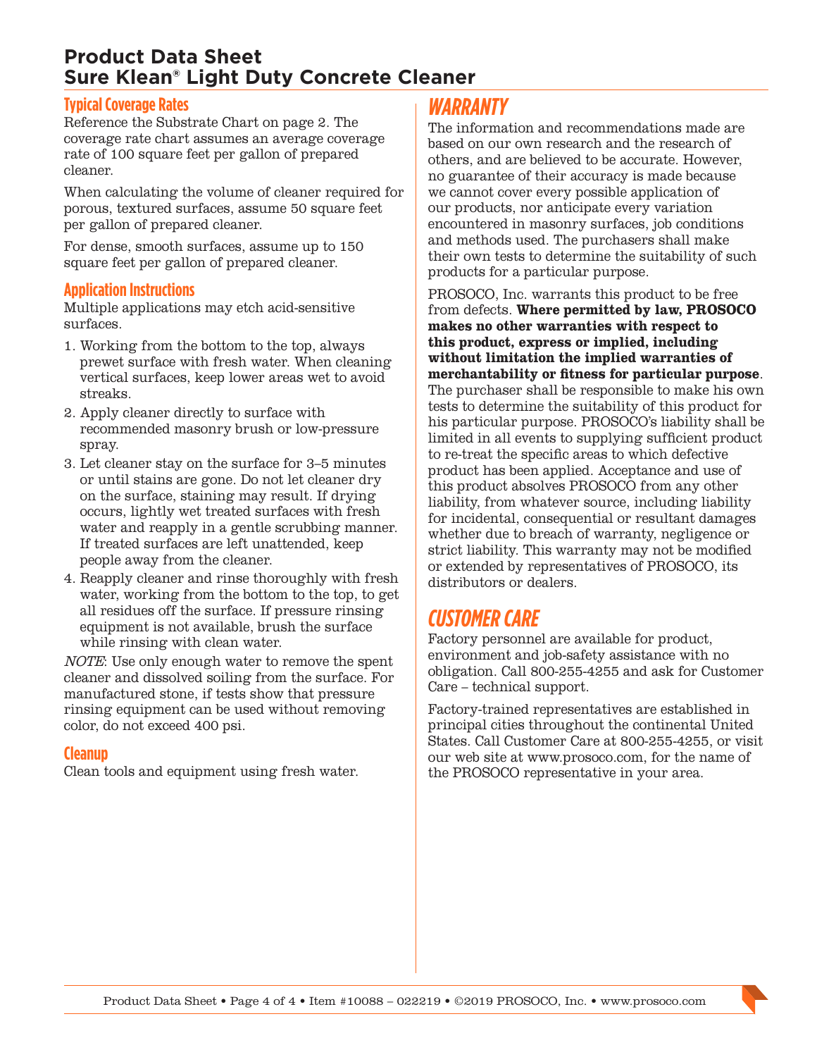# Product Data Sheet
# Sure Klean® Light Duty Concrete Cleaner

## Typical Coverage Rates

Reference the Substrate Chart on page 2. The coverage rate chart assumes an average coverage rate of 100 square feet per gallon of prepared cleaner.

When calculating the volume of cleaner required for porous, textured surfaces, assume 50 square feet per gallon of prepared cleaner.

For dense, smooth surfaces, assume up to 150 square feet per gallon of prepared cleaner.

## Application Instructions

Multiple applications may etch acid-sensitive surfaces.

1. Working from the bottom to the top, always prewet surface with fresh water. When cleaning vertical surfaces, keep lower areas wet to avoid streaks.
2. Apply cleaner directly to surface with recommended masonry brush or low-pressure spray.
3. Let cleaner stay on the surface for 3–5 minutes or until stains are gone. Do not let cleaner dry on the surface, staining may result. If drying occurs, lightly wet treated surfaces with fresh water and reapply in a gentle scrubbing manner. If treated surfaces are left unattended, keep people away from the cleaner.
4. Reapply cleaner and rinse thoroughly with fresh water, working from the bottom to the top, to get all residues off the surface. If pressure rinsing equipment is not available, brush the surface while rinsing with clean water.

*NOTE*: Use only enough water to remove the spent cleaner and dissolved soiling from the surface. For manufactured stone, if tests show that pressure rinsing equipment can be used without removing color, do not exceed 400 psi.

## Cleanup

Clean tools and equipment using fresh water.

## WARRANTY

The information and recommendations made are based on our own research and the research of others, and are believed to be accurate. However, no guarantee of their accuracy is made because we cannot cover every possible application of our products, nor anticipate every variation encountered in masonry surfaces, job conditions and methods used. The purchasers shall make their own tests to determine the suitability of such products for a particular purpose.

PROSOCO, Inc. warrants this product to be free from defects. **Where permitted by law, PROSOCO makes no other warranties with respect to this product, express or implied, including without limitation the implied warranties of merchantability or fitness for particular purpose**. The purchaser shall be responsible to make his own tests to determine the suitability of this product for his particular purpose. PROSOCO's liability shall be limited in all events to supplying sufficient product to re-treat the specific areas to which defective product has been applied. Acceptance and use of this product absolves PROSOCO from any other liability, from whatever source, including liability for incidental, consequential or resultant damages whether due to breach of warranty, negligence or strict liability. This warranty may not be modified or extended by representatives of PROSOCO, its distributors or dealers.

## CUSTOMER CARE

Factory personnel are available for product, environment and job-safety assistance with no obligation. Call 800-255-4255 and ask for Customer Care – technical support.

Factory-trained representatives are established in principal cities throughout the continental United States. Call Customer Care at 800-255-4255, or visit our web site at www.prosoco.com, for the name of the PROSOCO representative in your area.